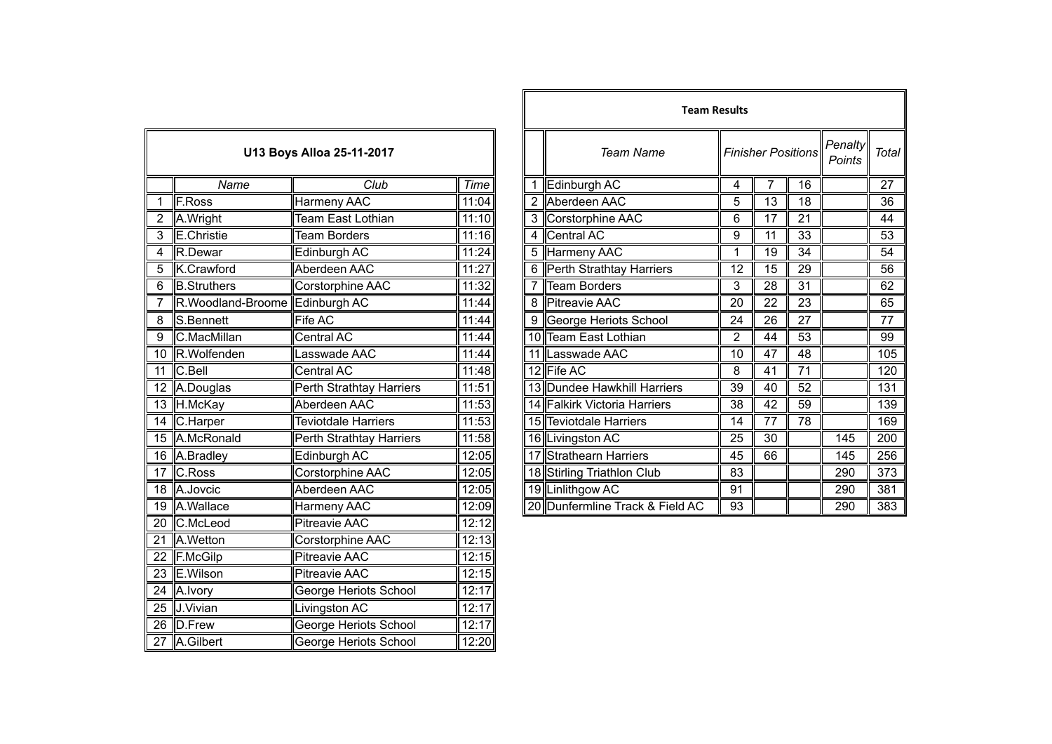## U13 Boys Alloa 25-11-2017

| | Name | Club | Time |
|---|---|---|---|
| 1 | F.Ross | Harmeny AAC | 11:04 |
| 2 | A.Wright | Team East Lothian | 11:10 |
| 3 | E.Christie | Team Borders | 11:16 |
| 4 | R.Dewar | Edinburgh AC | 11:24 |
| 5 | K.Crawford | Aberdeen AAC | 11:27 |
| 6 | B.Struthers | Corstorphine AAC | 11:32 |
| 7 | R.Woodland-Broome | Edinburgh AC | 11:44 |
| 8 | S.Bennett | Fife AC | 11:44 |
| 9 | C.MacMillan | Central AC | 11:44 |
| 10 | R.Wolfenden | Lasswade AAC | 11:44 |
| 11 | C.Bell | Central AC | 11:48 |
| 12 | A.Douglas | Perth Strathtay Harriers | 11:51 |
| 13 | H.McKay | Aberdeen AAC | 11:53 |
| 14 | C.Harper | Teviotdale Harriers | 11:53 |
| 15 | A.McRonald | Perth Strathtay Harriers | 11:58 |
| 16 | A.Bradley | Edinburgh AC | 12:05 |
| 17 | C.Ross | Corstorphine AAC | 12:05 |
| 18 | A.Jovcic | Aberdeen AAC | 12:05 |
| 19 | A.Wallace | Harmeny AAC | 12:09 |
| 20 | C.McLeod | Pitreavie AAC | 12:12 |
| 21 | A.Wetton | Corstorphine AAC | 12:13 |
| 22 | F.McGilp | Pitreavie AAC | 12:15 |
| 23 | E.Wilson | Pitreavie AAC | 12:15 |
| 24 | A.Ivory | George Heriots School | 12:17 |
| 25 | J.Vivian | Livingston AC | 12:17 |
| 26 | D.Frew | George Heriots School | 12:17 |
| 27 | A.Gilbert | George Heriots School | 12:20 |

## Team Results

| | Team Name | Finisher Positions | | | Penalty Points | Total |
|---|---|---|---|---|---|---|
| 1 | Edinburgh AC | 4 | 7 | 16 | | 27 |
| 2 | Aberdeen AAC | 5 | 13 | 18 | | 36 |
| 3 | Corstorphine AAC | 6 | 17 | 21 | | 44 |
| 4 | Central AC | 9 | 11 | 33 | | 53 |
| 5 | Harmeny AAC | 1 | 19 | 34 | | 54 |
| 6 | Perth Strathtay Harriers | 12 | 15 | 29 | | 56 |
| 7 | Team Borders | 3 | 28 | 31 | | 62 |
| 8 | Pitreavie AAC | 20 | 22 | 23 | | 65 |
| 9 | George Heriots School | 24 | 26 | 27 | | 77 |
| 10 | Team East Lothian | 2 | 44 | 53 | | 99 |
| 11 | Lasswade AAC | 10 | 47 | 48 | | 105 |
| 12 | Fife AC | 8 | 41 | 71 | | 120 |
| 13 | Dundee Hawkhill Harriers | 39 | 40 | 52 | | 131 |
| 14 | Falkirk Victoria Harriers | 38 | 42 | 59 | | 139 |
| 15 | Teviotdale Harriers | 14 | 77 | 78 | | 169 |
| 16 | Livingston AC | 25 | 30 | | 145 | 200 |
| 17 | Strathearn Harriers | 45 | 66 | | 145 | 256 |
| 18 | Stirling Triathlon Club | 83 | | | 290 | 373 |
| 19 | Linlithgow AC | 91 | | | 290 | 381 |
| 20 | Dunfermline Track & Field AC | 93 | | | 290 | 383 |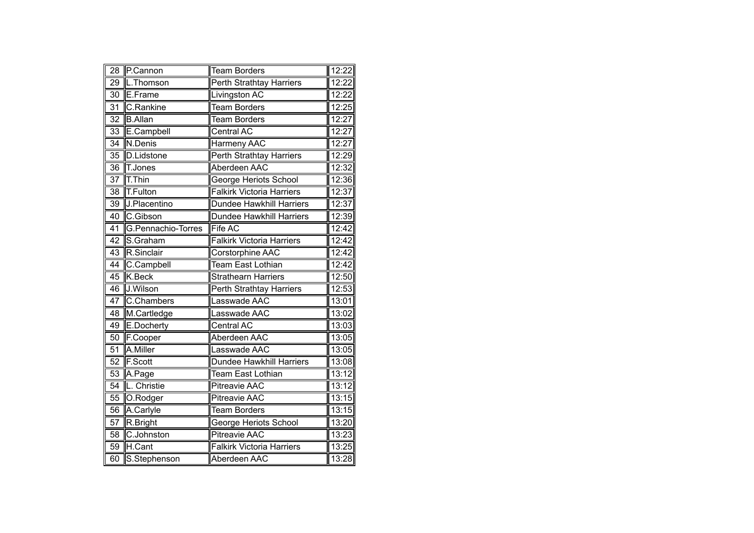| | | | |
|---|---|---|---|
| 28 | P.Cannon | Team Borders | 12:22 |
| 29 | L.Thomson | Perth Strathtay Harriers | 12:22 |
| 30 | E.Frame | Livingston AC | 12:22 |
| 31 | C.Rankine | Team Borders | 12:25 |
| 32 | B.Allan | Team Borders | 12:27 |
| 33 | E.Campbell | Central AC | 12:27 |
| 34 | N.Denis | Harmeny AAC | 12:27 |
| 35 | D.Lidstone | Perth Strathtay Harriers | 12:29 |
| 36 | T.Jones | Aberdeen AAC | 12:32 |
| 37 | T.Thin | George Heriots School | 12:36 |
| 38 | T.Fulton | Falkirk Victoria Harriers | 12:37 |
| 39 | J.Placentino | Dundee Hawkhill Harriers | 12:37 |
| 40 | C.Gibson | Dundee Hawkhill Harriers | 12:39 |
| 41 | G.Pennachio-Torres | Fife AC | 12:42 |
| 42 | S.Graham | Falkirk Victoria Harriers | 12:42 |
| 43 | R.Sinclair | Corstorphine AAC | 12:42 |
| 44 | C.Campbell | Team East Lothian | 12:42 |
| 45 | K.Beck | Strathearn Harriers | 12:50 |
| 46 | J.Wilson | Perth Strathtay Harriers | 12:53 |
| 47 | C.Chambers | Lasswade AAC | 13:01 |
| 48 | M.Cartledge | Lasswade AAC | 13:02 |
| 49 | E.Docherty | Central AC | 13:03 |
| 50 | F.Cooper | Aberdeen AAC | 13:05 |
| 51 | A.Miller | Lasswade AAC | 13:05 |
| 52 | F.Scott | Dundee Hawkhill Harriers | 13:08 |
| 53 | A.Page | Team East Lothian | 13:12 |
| 54 | L. Christie | Pitreavie AAC | 13:12 |
| 55 | O.Rodger | Pitreavie AAC | 13:15 |
| 56 | A.Carlyle | Team Borders | 13:15 |
| 57 | R.Bright | George Heriots School | 13:20 |
| 58 | C.Johnston | Pitreavie AAC | 13:23 |
| 59 | H.Cant | Falkirk Victoria Harriers | 13:25 |
| 60 | S.Stephenson | Aberdeen AAC | 13:28 |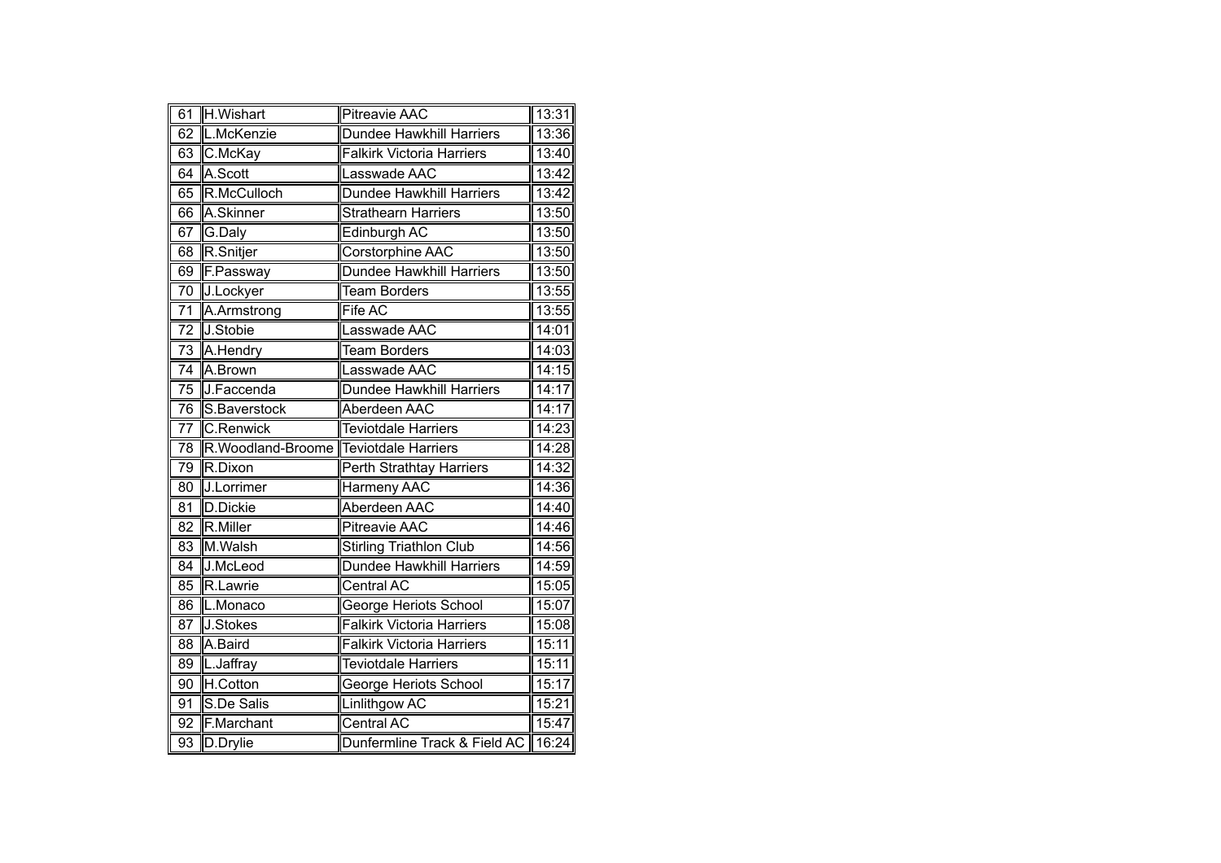| 61 | H.Wishart | Pitreavie AAC | 13:31 |
|---|---|---|---|
| 62 | L.McKenzie | Dundee Hawkhill Harriers | 13:36 |
| 63 | C.McKay | Falkirk Victoria Harriers | 13:40 |
| 64 | A.Scott | Lasswade AAC | 13:42 |
| 65 | R.McCulloch | Dundee Hawkhill Harriers | 13:42 |
| 66 | A.Skinner | Strathearn Harriers | 13:50 |
| 67 | G.Daly | Edinburgh AC | 13:50 |
| 68 | R.Snitjer | Corstorphine AAC | 13:50 |
| 69 | F.Passway | Dundee Hawkhill Harriers | 13:50 |
| 70 | J.Lockyer | Team Borders | 13:55 |
| 71 | A.Armstrong | Fife AC | 13:55 |
| 72 | J.Stobie | Lasswade AAC | 14:01 |
| 73 | A.Hendry | Team Borders | 14:03 |
| 74 | A.Brown | Lasswade AAC | 14:15 |
| 75 | J.Faccenda | Dundee Hawkhill Harriers | 14:17 |
| 76 | S.Baverstock | Aberdeen AAC | 14:17 |
| 77 | C.Renwick | Teviotdale Harriers | 14:23 |
| 78 | R.Woodland-Broome | Teviotdale Harriers | 14:28 |
| 79 | R.Dixon | Perth Strathtay Harriers | 14:32 |
| 80 | J.Lorrimer | Harmeny AAC | 14:36 |
| 81 | D.Dickie | Aberdeen AAC | 14:40 |
| 82 | R.Miller | Pitreavie AAC | 14:46 |
| 83 | M.Walsh | Stirling Triathlon Club | 14:56 |
| 84 | J.McLeod | Dundee Hawkhill Harriers | 14:59 |
| 85 | R.Lawrie | Central AC | 15:05 |
| 86 | L.Monaco | George Heriots School | 15:07 |
| 87 | J.Stokes | Falkirk Victoria Harriers | 15:08 |
| 88 | A.Baird | Falkirk Victoria Harriers | 15:11 |
| 89 | L.Jaffray | Teviotdale Harriers | 15:11 |
| 90 | H.Cotton | George Heriots School | 15:17 |
| 91 | S.De Salis | Linlithgow AC | 15:21 |
| 92 | F.Marchant | Central AC | 15:47 |
| 93 | D.Drylie | Dunfermline Track & Field AC | 16:24 |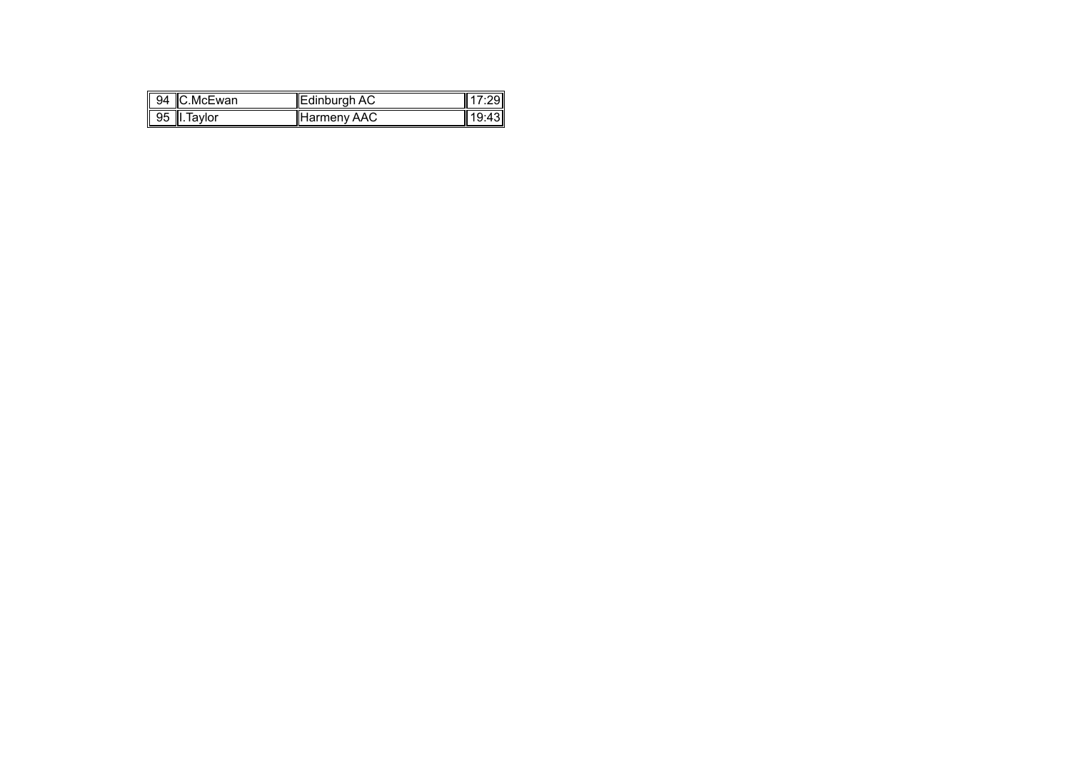| | | | |
|---|---|---|---|
| 94 | C.McEwan | Edinburgh AC | 17:29 |
| 95 | I.Taylor | Harmeny AAC | 19:43 |